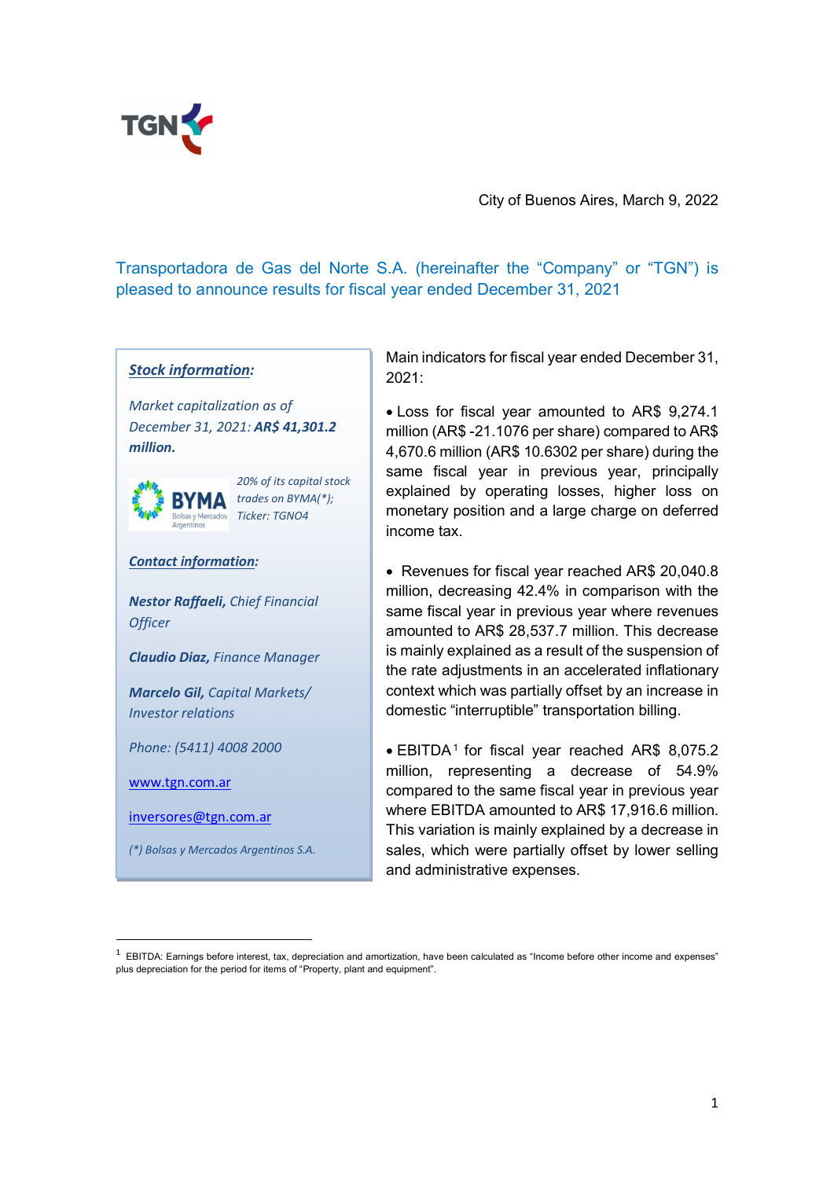City of Buenos Aires, March 9, 2022

## Transportadora de Gas del Norte S.A. (hereinafter the "Company" or "TGN") is pleased to announce results for fiscal year ended December 31, 2021

***Stock information:***

*Market capitalization as of December 31, 2021:* ***AR$ 41,301.2 million.***

*20% of its capital stock trades on BYMA(\*); Ticker: TGNO4*

***Contact information:***

***Nestor Raffaeli,*** *Chief Financial Officer*

***Claudio Diaz,*** *Finance Manager*

***Marcelo Gil,*** *Capital Markets/ Investor relations*

*Phone: (5411) 4008 2000*

www.tgn.com.ar

inversores@tgn.com.ar

*(\*) Bolsas y Mercados Argentinos S.A.*

Main indicators for fiscal year ended December 31, 2021:

- Loss for fiscal year amounted to AR$ 9,274.1 million (AR$ -21.1076 per share) compared to AR$ 4,670.6 million (AR$ 10.6302 per share) during the same fiscal year in previous year, principally explained by operating losses, higher loss on monetary position and a large charge on deferred income tax.

- Revenues for fiscal year reached AR$ 20,040.8 million, decreasing 42.4% in comparison with the same fiscal year in previous year where revenues amounted to AR$ 28,537.7 million. This decrease is mainly explained as a result of the suspension of the rate adjustments in an accelerated inflationary context which was partially offset by an increase in domestic "interruptible" transportation billing.

- EBITDA[1] for fiscal year reached AR$ 8,075.2 million, representing a decrease of 54.9% compared to the same fiscal year in previous year where EBITDA amounted to AR$ 17,916.6 million. This variation is mainly explained by a decrease in sales, which were partially offset by lower selling and administrative expenses.

[1] EBITDA: Earnings before interest, tax, depreciation and amortization, have been calculated as "Income before other income and expenses" plus depreciation for the period for items of "Property, plant and equipment".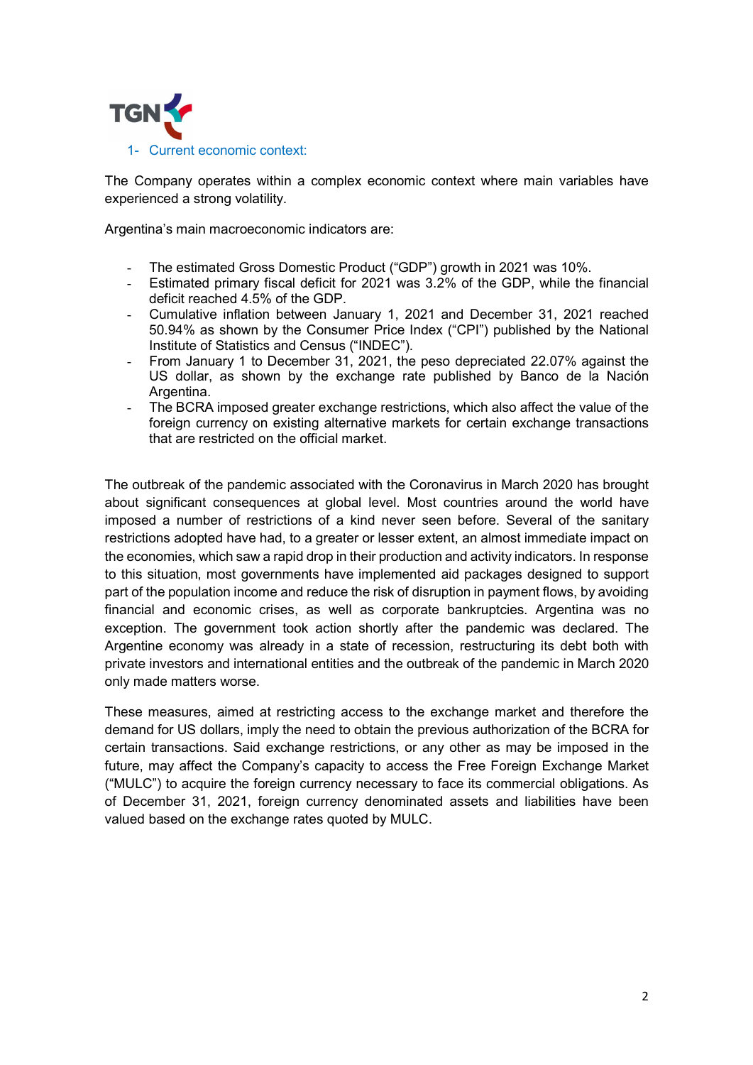## 1- Current economic context:

The Company operates within a complex economic context where main variables have experienced a strong volatility.

Argentina's main macroeconomic indicators are:

- The estimated Gross Domestic Product ("GDP") growth in 2021 was 10%.
- Estimated primary fiscal deficit for 2021 was 3.2% of the GDP, while the financial deficit reached 4.5% of the GDP.
- Cumulative inflation between January 1, 2021 and December 31, 2021 reached 50.94% as shown by the Consumer Price Index ("CPI") published by the National Institute of Statistics and Census ("INDEC").
- From January 1 to December 31, 2021, the peso depreciated 22.07% against the US dollar, as shown by the exchange rate published by Banco de la Nación Argentina.
- The BCRA imposed greater exchange restrictions, which also affect the value of the foreign currency on existing alternative markets for certain exchange transactions that are restricted on the official market.

The outbreak of the pandemic associated with the Coronavirus in March 2020 has brought about significant consequences at global level. Most countries around the world have imposed a number of restrictions of a kind never seen before. Several of the sanitary restrictions adopted have had, to a greater or lesser extent, an almost immediate impact on the economies, which saw a rapid drop in their production and activity indicators. In response to this situation, most governments have implemented aid packages designed to support part of the population income and reduce the risk of disruption in payment flows, by avoiding financial and economic crises, as well as corporate bankruptcies. Argentina was no exception. The government took action shortly after the pandemic was declared. The Argentine economy was already in a state of recession, restructuring its debt both with private investors and international entities and the outbreak of the pandemic in March 2020 only made matters worse.

These measures, aimed at restricting access to the exchange market and therefore the demand for US dollars, imply the need to obtain the previous authorization of the BCRA for certain transactions. Said exchange restrictions, or any other as may be imposed in the future, may affect the Company's capacity to access the Free Foreign Exchange Market ("MULC") to acquire the foreign currency necessary to face its commercial obligations. As of December 31, 2021, foreign currency denominated assets and liabilities have been valued based on the exchange rates quoted by MULC.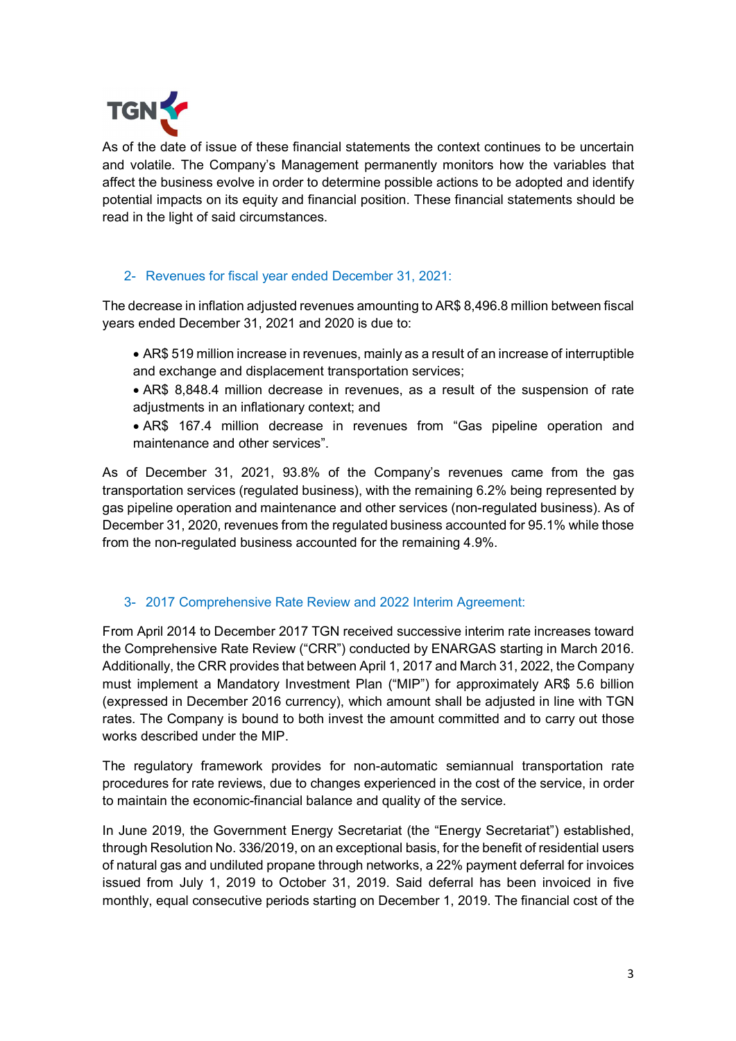As of the date of issue of these financial statements the context continues to be uncertain and volatile. The Company's Management permanently monitors how the variables that affect the business evolve in order to determine possible actions to be adopted and identify potential impacts on its equity and financial position. These financial statements should be read in the light of said circumstances.

## 2- Revenues for fiscal year ended December 31, 2021:

The decrease in inflation adjusted revenues amounting to AR$ 8,496.8 million between fiscal years ended December 31, 2021 and 2020 is due to:

- AR$ 519 million increase in revenues, mainly as a result of an increase of interruptible and exchange and displacement transportation services;
- AR$ 8,848.4 million decrease in revenues, as a result of the suspension of rate adjustments in an inflationary context; and
- AR$ 167.4 million decrease in revenues from "Gas pipeline operation and maintenance and other services".

As of December 31, 2021, 93.8% of the Company's revenues came from the gas transportation services (regulated business), with the remaining 6.2% being represented by gas pipeline operation and maintenance and other services (non-regulated business). As of December 31, 2020, revenues from the regulated business accounted for 95.1% while those from the non-regulated business accounted for the remaining 4.9%.

## 3- 2017 Comprehensive Rate Review and 2022 Interim Agreement:

From April 2014 to December 2017 TGN received successive interim rate increases toward the Comprehensive Rate Review ("CRR") conducted by ENARGAS starting in March 2016. Additionally, the CRR provides that between April 1, 2017 and March 31, 2022, the Company must implement a Mandatory Investment Plan ("MIP") for approximately AR$ 5.6 billion (expressed in December 2016 currency), which amount shall be adjusted in line with TGN rates. The Company is bound to both invest the amount committed and to carry out those works described under the MIP.

The regulatory framework provides for non-automatic semiannual transportation rate procedures for rate reviews, due to changes experienced in the cost of the service, in order to maintain the economic-financial balance and quality of the service.

In June 2019, the Government Energy Secretariat (the "Energy Secretariat") established, through Resolution No. 336/2019, on an exceptional basis, for the benefit of residential users of natural gas and undiluted propane through networks, a 22% payment deferral for invoices issued from July 1, 2019 to October 31, 2019. Said deferral has been invoiced in five monthly, equal consecutive periods starting on December 1, 2019. The financial cost of the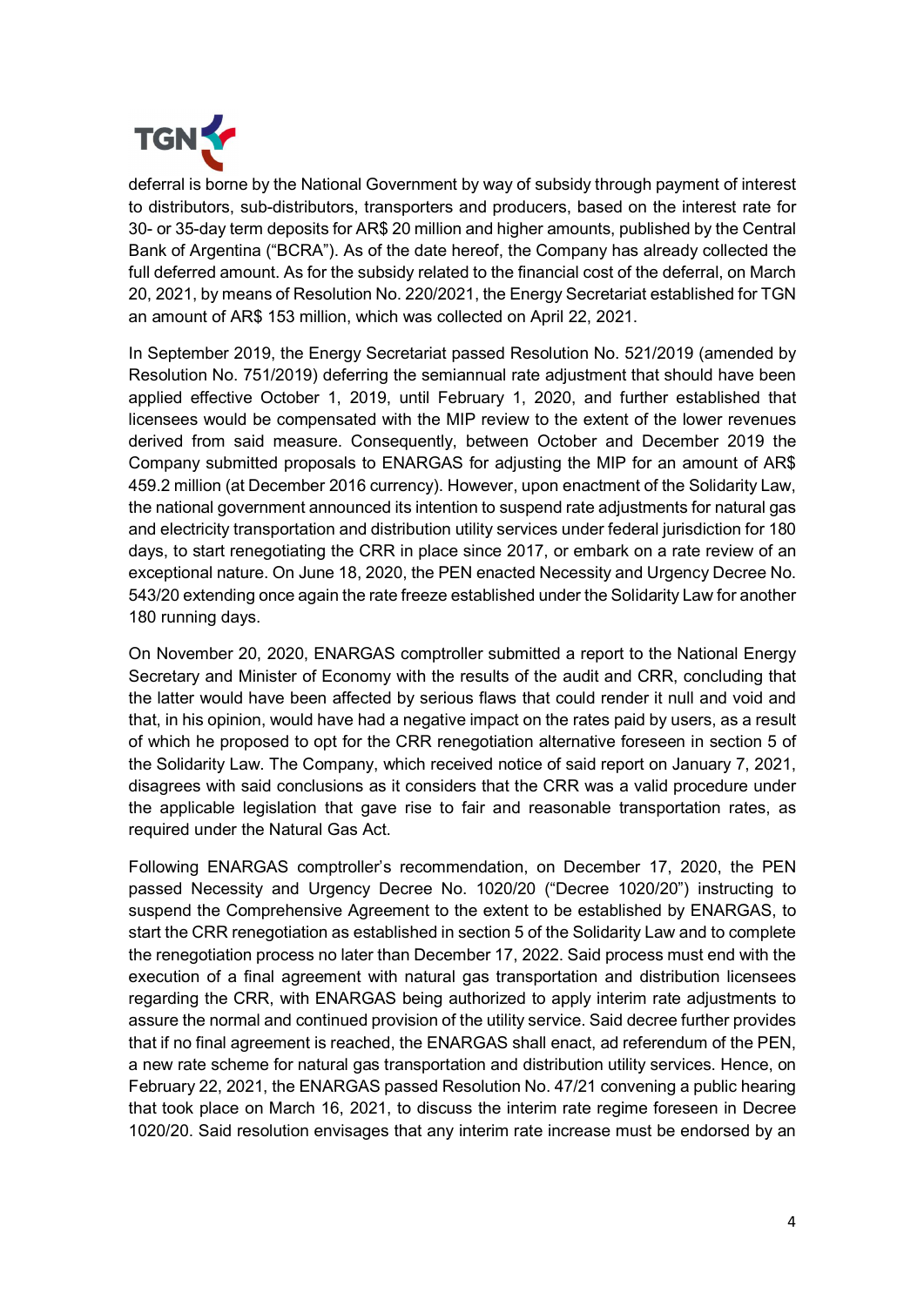deferral is borne by the National Government by way of subsidy through payment of interest to distributors, sub-distributors, transporters and producers, based on the interest rate for 30- or 35-day term deposits for AR$ 20 million and higher amounts, published by the Central Bank of Argentina ("BCRA"). As of the date hereof, the Company has already collected the full deferred amount. As for the subsidy related to the financial cost of the deferral, on March 20, 2021, by means of Resolution No. 220/2021, the Energy Secretariat established for TGN an amount of AR$ 153 million, which was collected on April 22, 2021.

In September 2019, the Energy Secretariat passed Resolution No. 521/2019 (amended by Resolution No. 751/2019) deferring the semiannual rate adjustment that should have been applied effective October 1, 2019, until February 1, 2020, and further established that licensees would be compensated with the MIP review to the extent of the lower revenues derived from said measure. Consequently, between October and December 2019 the Company submitted proposals to ENARGAS for adjusting the MIP for an amount of AR$ 459.2 million (at December 2016 currency). However, upon enactment of the Solidarity Law, the national government announced its intention to suspend rate adjustments for natural gas and electricity transportation and distribution utility services under federal jurisdiction for 180 days, to start renegotiating the CRR in place since 2017, or embark on a rate review of an exceptional nature. On June 18, 2020, the PEN enacted Necessity and Urgency Decree No. 543/20 extending once again the rate freeze established under the Solidarity Law for another 180 running days.

On November 20, 2020, ENARGAS comptroller submitted a report to the National Energy Secretary and Minister of Economy with the results of the audit and CRR, concluding that the latter would have been affected by serious flaws that could render it null and void and that, in his opinion, would have had a negative impact on the rates paid by users, as a result of which he proposed to opt for the CRR renegotiation alternative foreseen in section 5 of the Solidarity Law. The Company, which received notice of said report on January 7, 2021, disagrees with said conclusions as it considers that the CRR was a valid procedure under the applicable legislation that gave rise to fair and reasonable transportation rates, as required under the Natural Gas Act.

Following ENARGAS comptroller's recommendation, on December 17, 2020, the PEN passed Necessity and Urgency Decree No. 1020/20 ("Decree 1020/20") instructing to suspend the Comprehensive Agreement to the extent to be established by ENARGAS, to start the CRR renegotiation as established in section 5 of the Solidarity Law and to complete the renegotiation process no later than December 17, 2022. Said process must end with the execution of a final agreement with natural gas transportation and distribution licensees regarding the CRR, with ENARGAS being authorized to apply interim rate adjustments to assure the normal and continued provision of the utility service. Said decree further provides that if no final agreement is reached, the ENARGAS shall enact, ad referendum of the PEN, a new rate scheme for natural gas transportation and distribution utility services. Hence, on February 22, 2021, the ENARGAS passed Resolution No. 47/21 convening a public hearing that took place on March 16, 2021, to discuss the interim rate regime foreseen in Decree 1020/20. Said resolution envisages that any interim rate increase must be endorsed by an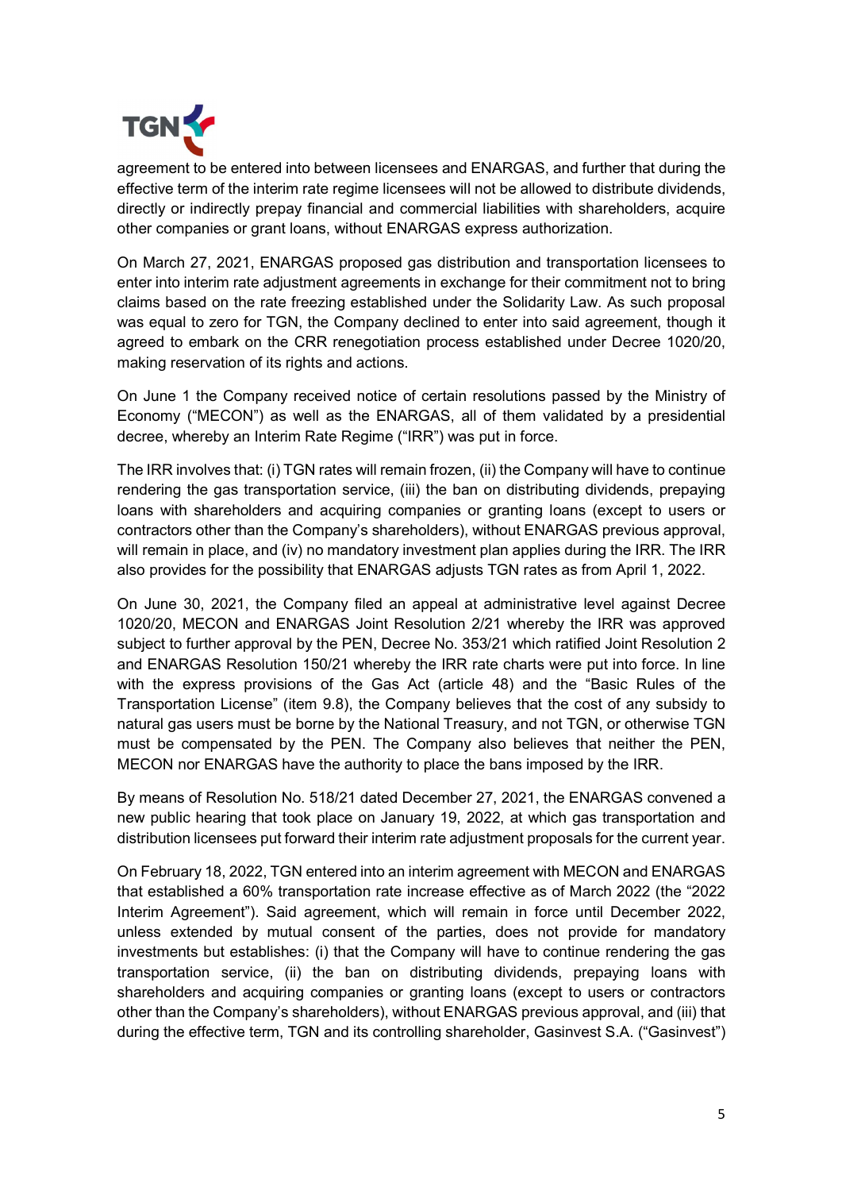agreement to be entered into between licensees and ENARGAS, and further that during the effective term of the interim rate regime licensees will not be allowed to distribute dividends, directly or indirectly prepay financial and commercial liabilities with shareholders, acquire other companies or grant loans, without ENARGAS express authorization.

On March 27, 2021, ENARGAS proposed gas distribution and transportation licensees to enter into interim rate adjustment agreements in exchange for their commitment not to bring claims based on the rate freezing established under the Solidarity Law. As such proposal was equal to zero for TGN, the Company declined to enter into said agreement, though it agreed to embark on the CRR renegotiation process established under Decree 1020/20, making reservation of its rights and actions.

On June 1 the Company received notice of certain resolutions passed by the Ministry of Economy ("MECON") as well as the ENARGAS, all of them validated by a presidential decree, whereby an Interim Rate Regime ("IRR") was put in force.

The IRR involves that: (i) TGN rates will remain frozen, (ii) the Company will have to continue rendering the gas transportation service, (iii) the ban on distributing dividends, prepaying loans with shareholders and acquiring companies or granting loans (except to users or contractors other than the Company's shareholders), without ENARGAS previous approval, will remain in place, and (iv) no mandatory investment plan applies during the IRR. The IRR also provides for the possibility that ENARGAS adjusts TGN rates as from April 1, 2022.

On June 30, 2021, the Company filed an appeal at administrative level against Decree 1020/20, MECON and ENARGAS Joint Resolution 2/21 whereby the IRR was approved subject to further approval by the PEN, Decree No. 353/21 which ratified Joint Resolution 2 and ENARGAS Resolution 150/21 whereby the IRR rate charts were put into force. In line with the express provisions of the Gas Act (article 48) and the "Basic Rules of the Transportation License" (item 9.8), the Company believes that the cost of any subsidy to natural gas users must be borne by the National Treasury, and not TGN, or otherwise TGN must be compensated by the PEN. The Company also believes that neither the PEN, MECON nor ENARGAS have the authority to place the bans imposed by the IRR.

By means of Resolution No. 518/21 dated December 27, 2021, the ENARGAS convened a new public hearing that took place on January 19, 2022, at which gas transportation and distribution licensees put forward their interim rate adjustment proposals for the current year.

On February 18, 2022, TGN entered into an interim agreement with MECON and ENARGAS that established a 60% transportation rate increase effective as of March 2022 (the "2022 Interim Agreement"). Said agreement, which will remain in force until December 2022, unless extended by mutual consent of the parties, does not provide for mandatory investments but establishes: (i) that the Company will have to continue rendering the gas transportation service, (ii) the ban on distributing dividends, prepaying loans with shareholders and acquiring companies or granting loans (except to users or contractors other than the Company's shareholders), without ENARGAS previous approval, and (iii) that during the effective term, TGN and its controlling shareholder, Gasinvest S.A. ("Gasinvest")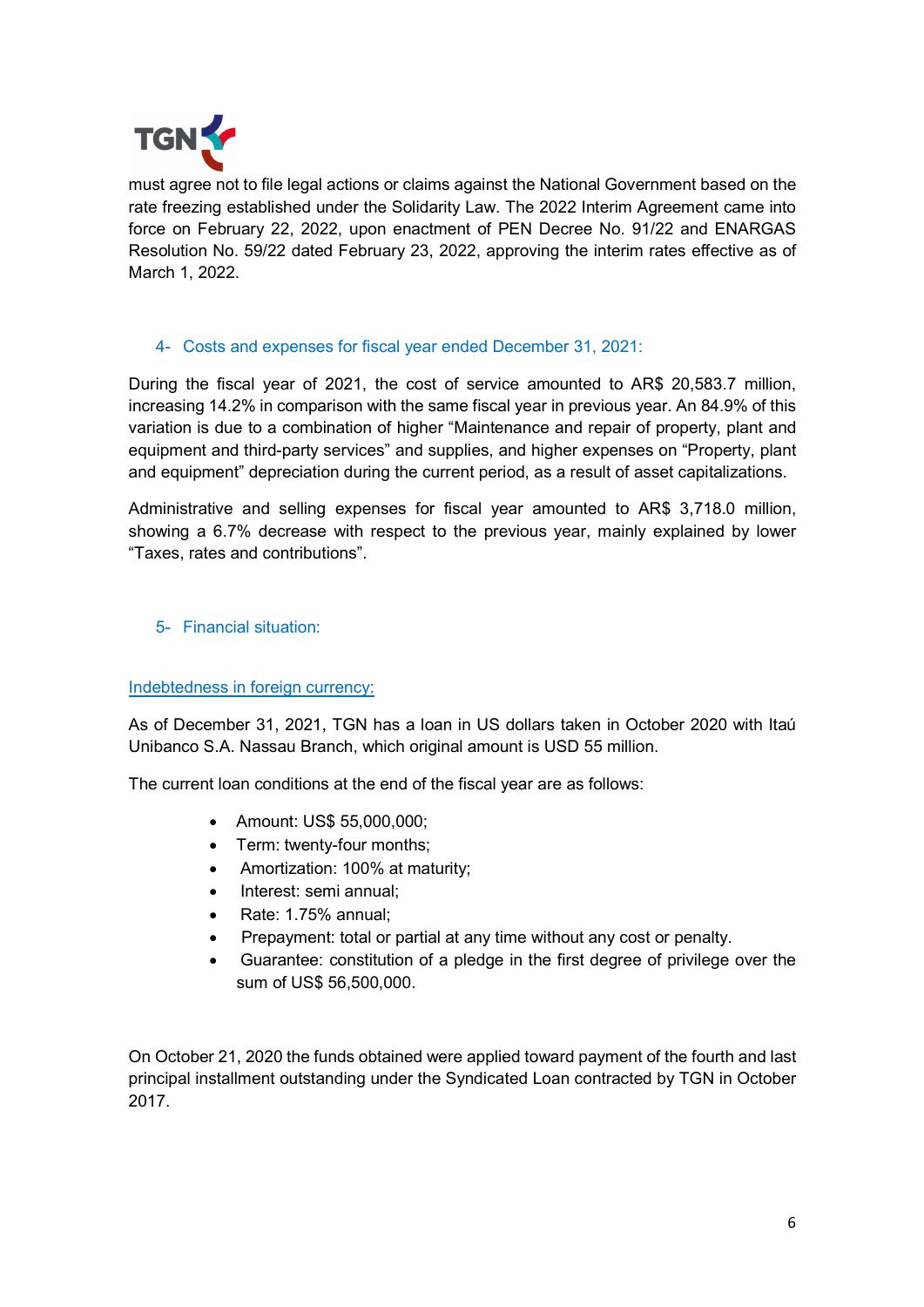must agree not to file legal actions or claims against the National Government based on the rate freezing established under the Solidarity Law. The 2022 Interim Agreement came into force on February 22, 2022, upon enactment of PEN Decree No. 91/22 and ENARGAS Resolution No. 59/22 dated February 23, 2022, approving the interim rates effective as of March 1, 2022.

## 4- Costs and expenses for fiscal year ended December 31, 2021:

During the fiscal year of 2021, the cost of service amounted to AR$ 20,583.7 million, increasing 14.2% in comparison with the same fiscal year in previous year. An 84.9% of this variation is due to a combination of higher "Maintenance and repair of property, plant and equipment and third-party services" and supplies, and higher expenses on "Property, plant and equipment" depreciation during the current period, as a result of asset capitalizations.

Administrative and selling expenses for fiscal year amounted to AR$ 3,718.0 million, showing a 6.7% decrease with respect to the previous year, mainly explained by lower "Taxes, rates and contributions".

## 5- Financial situation:

### Indebtedness in foreign currency:

As of December 31, 2021, TGN has a loan in US dollars taken in October 2020 with Itaú Unibanco S.A. Nassau Branch, which original amount is USD 55 million.

The current loan conditions at the end of the fiscal year are as follows:

- Amount: US$ 55,000,000;
- Term: twenty-four months;
- Amortization: 100% at maturity;
- Interest: semi annual;
- Rate: 1.75% annual;
- Prepayment: total or partial at any time without any cost or penalty.
- Guarantee: constitution of a pledge in the first degree of privilege over the sum of US$ 56,500,000.

On October 21, 2020 the funds obtained were applied toward payment of the fourth and last principal installment outstanding under the Syndicated Loan contracted by TGN in October 2017.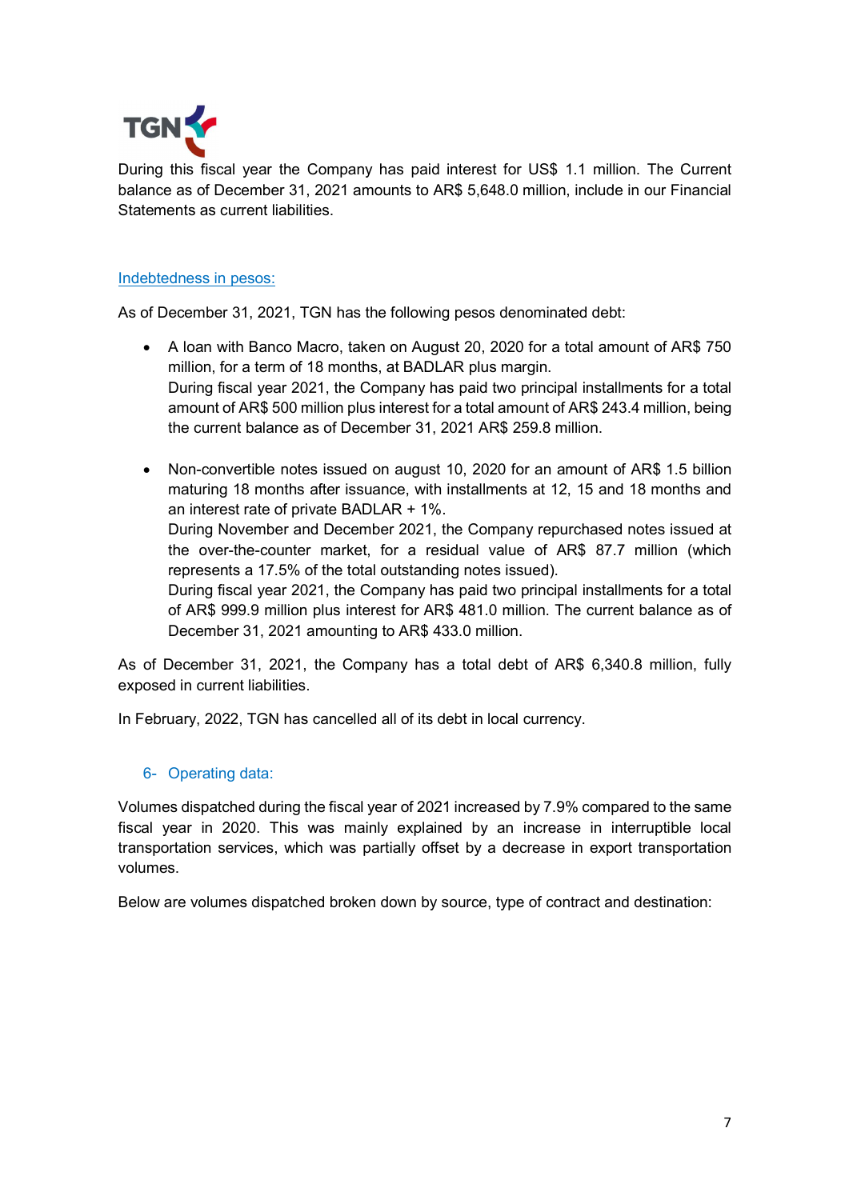During this fiscal year the Company has paid interest for US$ 1.1 million. The Current balance as of December 31, 2021 amounts to AR$ 5,648.0 million, include in our Financial Statements as current liabilities.

### Indebtedness in pesos:

As of December 31, 2021, TGN has the following pesos denominated debt:

- A loan with Banco Macro, taken on August 20, 2020 for a total amount of AR$ 750 million, for a term of 18 months, at BADLAR plus margin.
  During fiscal year 2021, the Company has paid two principal installments for a total amount of AR$ 500 million plus interest for a total amount of AR$ 243.4 million, being the current balance as of December 31, 2021 AR$ 259.8 million.

- Non-convertible notes issued on august 10, 2020 for an amount of AR$ 1.5 billion maturing 18 months after issuance, with installments at 12, 15 and 18 months and an interest rate of private BADLAR + 1%.
  During November and December 2021, the Company repurchased notes issued at the over-the-counter market, for a residual value of AR$ 87.7 million (which represents a 17.5% of the total outstanding notes issued).
  During fiscal year 2021, the Company has paid two principal installments for a total of AR$ 999.9 million plus interest for AR$ 481.0 million. The current balance as of December 31, 2021 amounting to AR$ 433.0 million.

As of December 31, 2021, the Company has a total debt of AR$ 6,340.8 million, fully exposed in current liabilities.

In February, 2022, TGN has cancelled all of its debt in local currency.

## 6- Operating data:

Volumes dispatched during the fiscal year of 2021 increased by 7.9% compared to the same fiscal year in 2020. This was mainly explained by an increase in interruptible local transportation services, which was partially offset by a decrease in export transportation volumes.

Below are volumes dispatched broken down by source, type of contract and destination: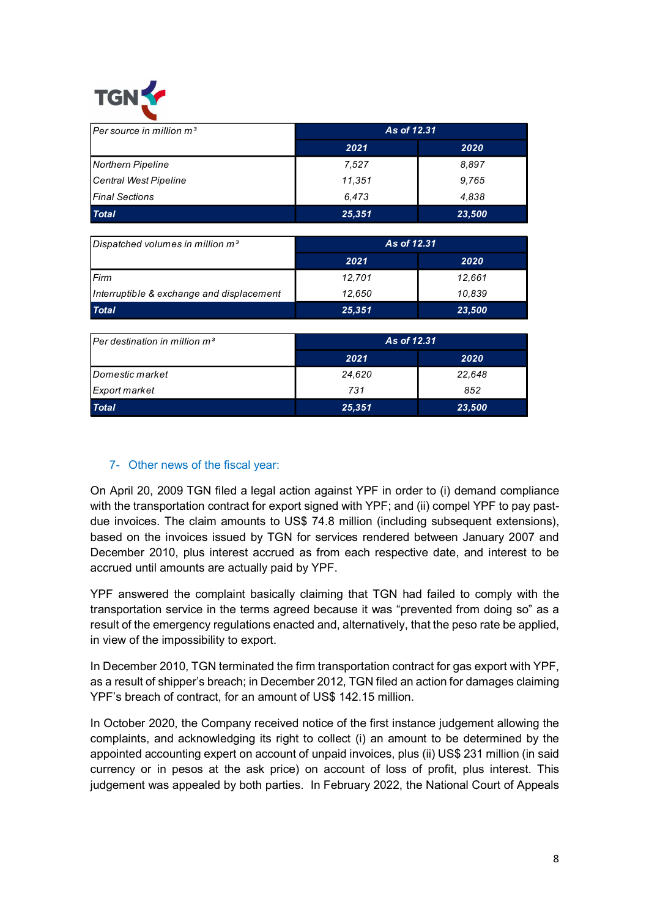| Per source in million m³ | As of 12.31 | |
|---|---|---|
| | 2021 | 2020 |
| Northern Pipeline | 7,527 | 8,897 |
| Central West Pipeline | 11,351 | 9,765 |
| Final Sections | 6,473 | 4,838 |
| **Total** | **25,351** | **23,500** |

| Dispatched volumes in million m³ | As of 12.31 | |
|---|---|---|
| | 2021 | 2020 |
| Firm | 12,701 | 12,661 |
| Interruptible & exchange and displacement | 12,650 | 10,839 |
| **Total** | **25,351** | **23,500** |

| Per destination in million m³ | As of 12.31 | |
|---|---|---|
| | 2021 | 2020 |
| Domestic market | 24,620 | 22,648 |
| Export market | 731 | 852 |
| **Total** | **25,351** | **23,500** |

## 7- Other news of the fiscal year:

On April 20, 2009 TGN filed a legal action against YPF in order to (i) demand compliance with the transportation contract for export signed with YPF; and (ii) compel YPF to pay past-due invoices. The claim amounts to US$ 74.8 million (including subsequent extensions), based on the invoices issued by TGN for services rendered between January 2007 and December 2010, plus interest accrued as from each respective date, and interest to be accrued until amounts are actually paid by YPF.

YPF answered the complaint basically claiming that TGN had failed to comply with the transportation service in the terms agreed because it was "prevented from doing so" as a result of the emergency regulations enacted and, alternatively, that the peso rate be applied, in view of the impossibility to export.

In December 2010, TGN terminated the firm transportation contract for gas export with YPF, as a result of shipper's breach; in December 2012, TGN filed an action for damages claiming YPF's breach of contract, for an amount of US$ 142.15 million.

In October 2020, the Company received notice of the first instance judgement allowing the complaints, and acknowledging its right to collect (i) an amount to be determined by the appointed accounting expert on account of unpaid invoices, plus (ii) US$ 231 million (in said currency or in pesos at the ask price) on account of loss of profit, plus interest. This judgement was appealed by both parties. In February 2022, the National Court of Appeals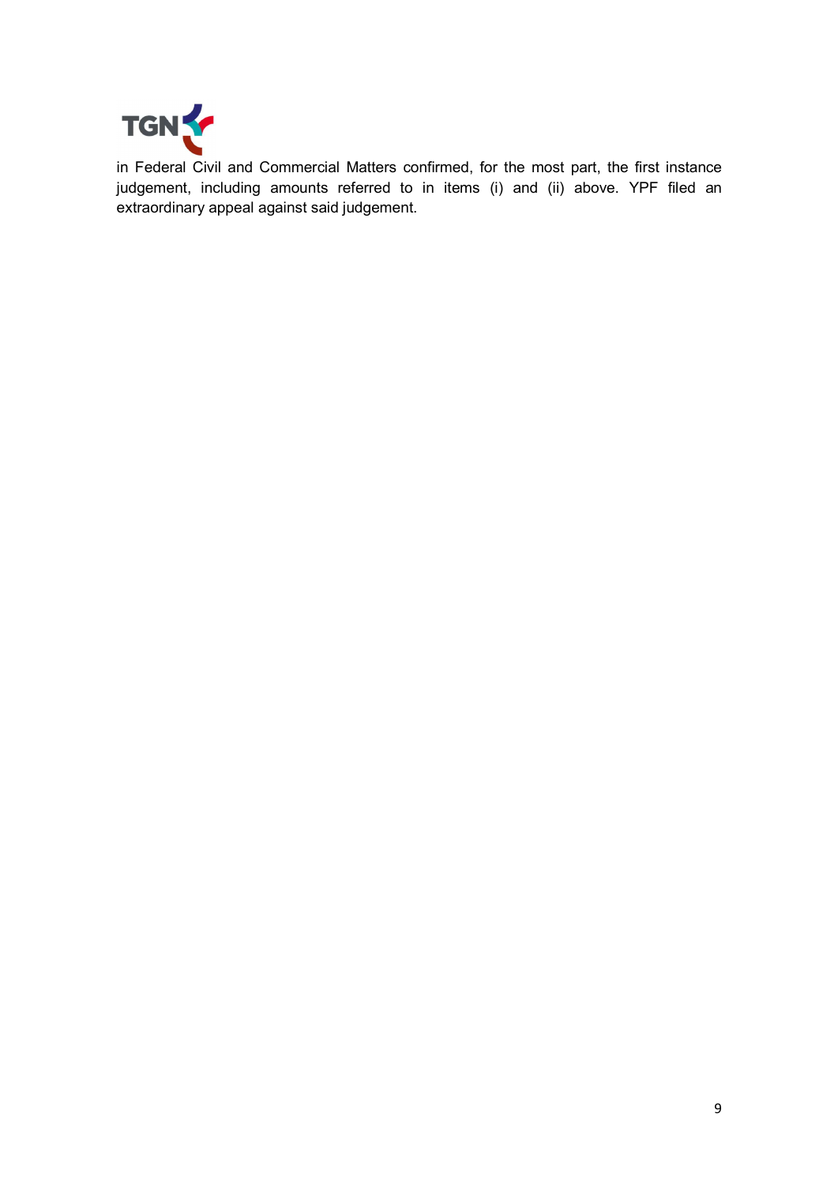in Federal Civil and Commercial Matters confirmed, for the most part, the first instance judgement, including amounts referred to in items (i) and (ii) above. YPF filed an extraordinary appeal against said judgement.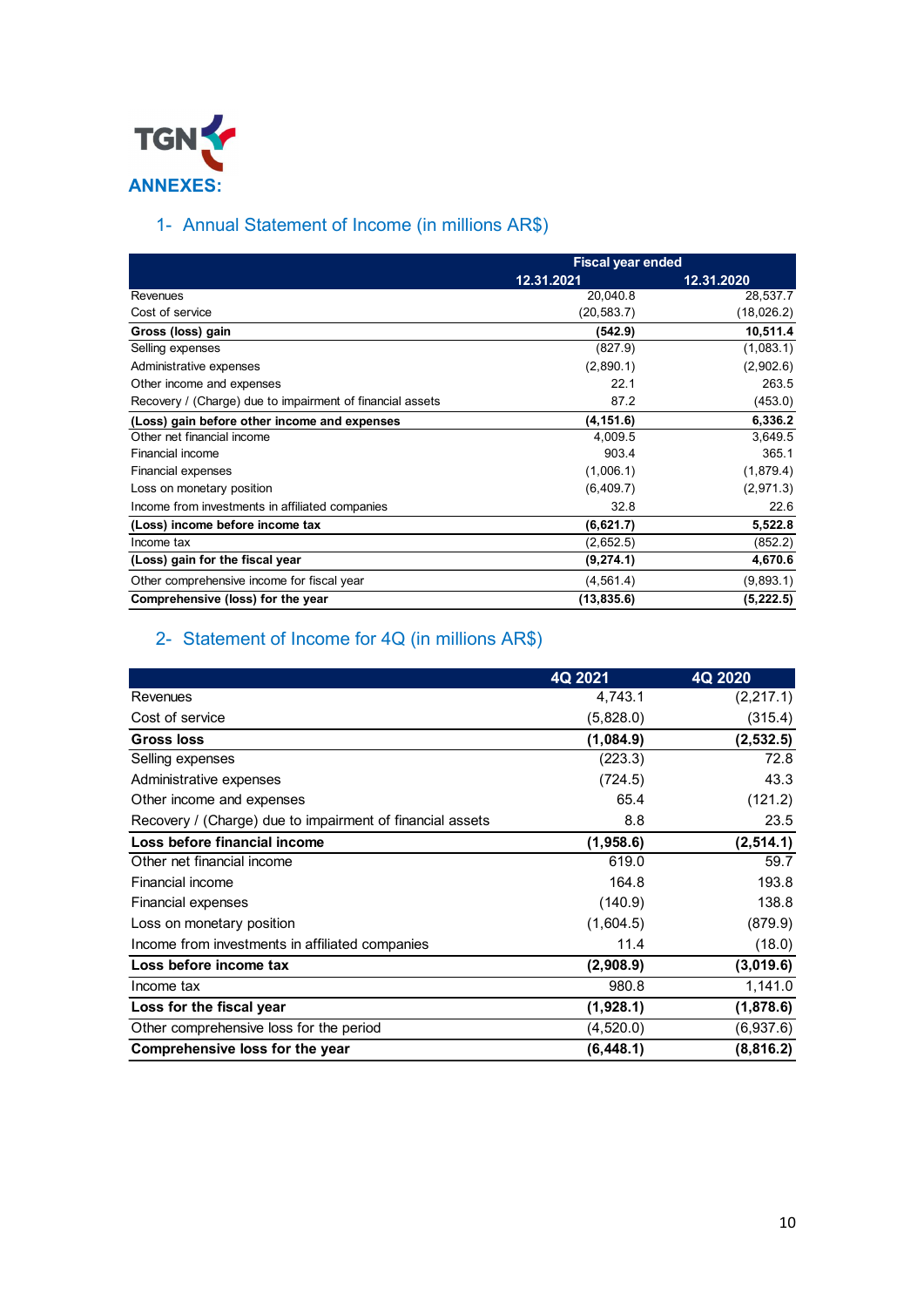TGN

**ANNEXES:**

## 1- Annual Statement of Income (in millions AR$)

| | Fiscal year ended | |
|---|---|---|
| | 12.31.2021 | 12.31.2020 |
| Revenues | 20,040.8 | 28,537.7 |
| Cost of service | (20,583.7) | (18,026.2) |
| **Gross (loss) gain** | **(542.9)** | **10,511.4** |
| Selling expenses | (827.9) | (1,083.1) |
| Administrative expenses | (2,890.1) | (2,902.6) |
| Other income and expenses | 22.1 | 263.5 |
| Recovery / (Charge) due to impairment of financial assets | 87.2 | (453.0) |
| **(Loss) gain before other income and expenses** | **(4,151.6)** | **6,336.2** |
| Other net financial income | 4,009.5 | 3,649.5 |
| Financial income | 903.4 | 365.1 |
| Financial expenses | (1,006.1) | (1,879.4) |
| Loss on monetary position | (6,409.7) | (2,971.3) |
| Income from investments in affiliated companies | 32.8 | 22.6 |
| **(Loss) income before income tax** | **(6,621.7)** | **5,522.8** |
| Income tax | (2,652.5) | (852.2) |
| **(Loss) gain for the fiscal year** | **(9,274.1)** | **4,670.6** |
| Other comprehensive income for fiscal year | (4,561.4) | (9,893.1) |
| **Comprehensive (loss) for the year** | **(13,835.6)** | **(5,222.5)** |

## 2- Statement of Income for 4Q (in millions AR$)

| | 4Q 2021 | 4Q 2020 |
|---|---|---|
| Revenues | 4,743.1 | (2,217.1) |
| Cost of service | (5,828.0) | (315.4) |
| **Gross loss** | **(1,084.9)** | **(2,532.5)** |
| Selling expenses | (223.3) | 72.8 |
| Administrative expenses | (724.5) | 43.3 |
| Other income and expenses | 65.4 | (121.2) |
| Recovery / (Charge) due to impairment of financial assets | 8.8 | 23.5 |
| **Loss before financial income** | **(1,958.6)** | **(2,514.1)** |
| Other net financial income | 619.0 | 59.7 |
| Financial income | 164.8 | 193.8 |
| Financial expenses | (140.9) | 138.8 |
| Loss on monetary position | (1,604.5) | (879.9) |
| Income from investments in affiliated companies | 11.4 | (18.0) |
| **Loss before income tax** | **(2,908.9)** | **(3,019.6)** |
| Income tax | 980.8 | 1,141.0 |
| **Loss for the fiscal year** | **(1,928.1)** | **(1,878.6)** |
| Other comprehensive loss for the period | (4,520.0) | (6,937.6) |
| **Comprehensive loss for the year** | **(6,448.1)** | **(8,816.2)** |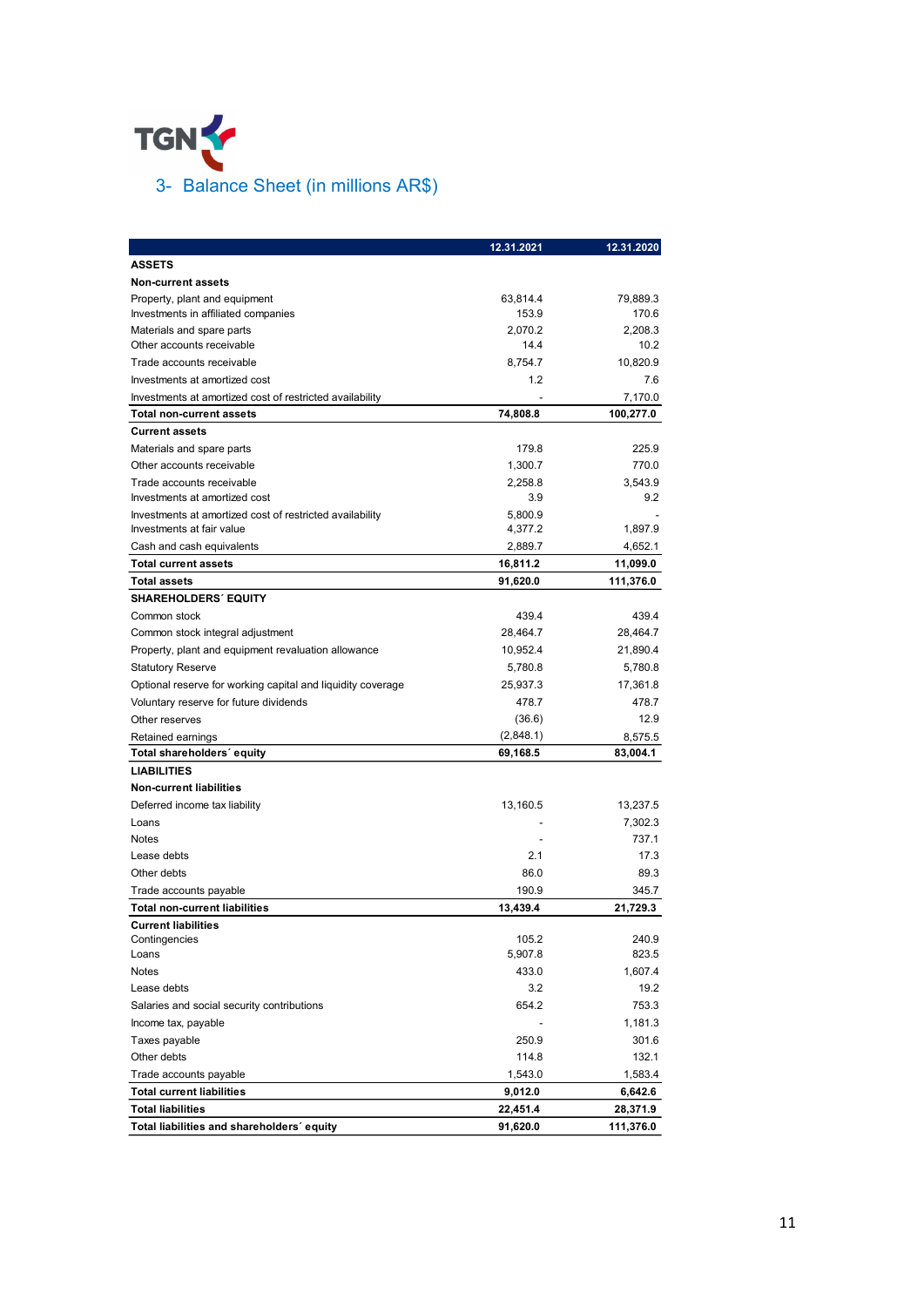TGN

## 3- Balance Sheet (in millions AR$)

| | 12.31.2021 | 12.31.2020 |
|---|---|---|
| **ASSETS** | | |
| **Non-current assets** | | |
| Property, plant and equipment | 63,814.4 | 79,889.3 |
| Investments in affiliated companies | 153.9 | 170.6 |
| Materials and spare parts | 2,070.2 | 2,208.3 |
| Other accounts receivable | 14.4 | 10.2 |
| Trade accounts receivable | 8,754.7 | 10,820.9 |
| Investments at amortized cost | 1.2 | 7.6 |
| Investments at amortized cost of restricted availability | - | 7,170.0 |
| **Total non-current assets** | **74,808.8** | **100,277.0** |
| **Current assets** | | |
| Materials and spare parts | 179.8 | 225.9 |
| Other accounts receivable | 1,300.7 | 770.0 |
| Trade accounts receivable | 2,258.8 | 3,543.9 |
| Investments at amortized cost | 3.9 | 9.2 |
| Investments at amortized cost of restricted availability | 5,800.9 | - |
| Investments at fair value | 4,377.2 | 1,897.9 |
| Cash and cash equivalents | 2,889.7 | 4,652.1 |
| **Total current assets** | **16,811.2** | **11,099.0** |
| **Total assets** | **91,620.0** | **111,376.0** |
| **SHAREHOLDERS´ EQUITY** | | |
| Common stock | 439.4 | 439.4 |
| Common stock integral adjustment | 28,464.7 | 28,464.7 |
| Property, plant and equipment revaluation allowance | 10,952.4 | 21,890.4 |
| Statutory Reserve | 5,780.8 | 5,780.8 |
| Optional reserve for working capital and liquidity coverage | 25,937.3 | 17,361.8 |
| Voluntary reserve for future dividends | 478.7 | 478.7 |
| Other reserves | (36.6) | 12.9 |
| Retained earnings | (2,848.1) | 8,575.5 |
| **Total shareholders´ equity** | **69,168.5** | **83,004.1** |
| **LIABILITIES** | | |
| **Non-current liabilities** | | |
| Deferred income tax liability | 13,160.5 | 13,237.5 |
| Loans | - | 7,302.3 |
| Notes | - | 737.1 |
| Lease debts | 2.1 | 17.3 |
| Other debts | 86.0 | 89.3 |
| Trade accounts payable | 190.9 | 345.7 |
| **Total non-current liabilities** | **13,439.4** | **21,729.3** |
| **Current liabilities** | | |
| Contingencies | 105.2 | 240.9 |
| Loans | 5,907.8 | 823.5 |
| Notes | 433.0 | 1,607.4 |
| Lease debts | 3.2 | 19.2 |
| Salaries and social security contributions | 654.2 | 753.3 |
| Income tax, payable | - | 1,181.3 |
| Taxes payable | 250.9 | 301.6 |
| Other debts | 114.8 | 132.1 |
| Trade accounts payable | 1,543.0 | 1,583.4 |
| **Total current liabilities** | **9,012.0** | **6,642.6** |
| **Total liabilities** | **22,451.4** | **28,371.9** |
| **Total liabilities and shareholders´ equity** | **91,620.0** | **111,376.0** |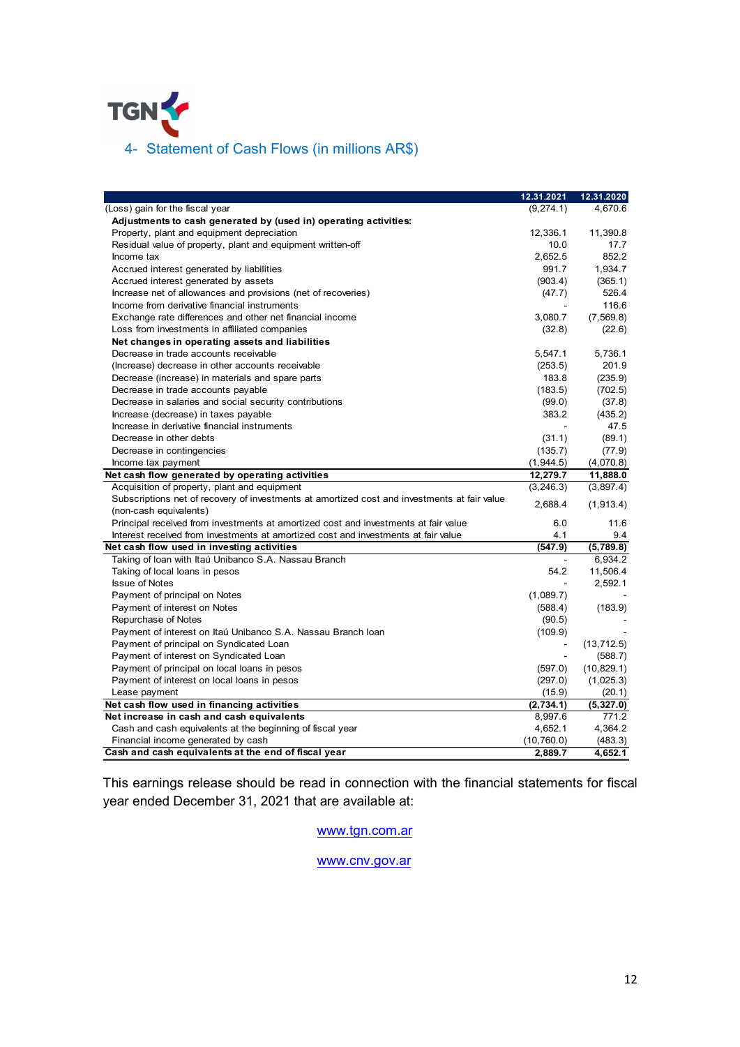TGN

## 4- Statement of Cash Flows (in millions AR$)

| | 12.31.2021 | 12.31.2020 |
|---|---|---|
| (Loss) gain for the fiscal year | (9,274.1) | 4,670.6 |
| **Adjustments to cash generated by (used in) operating activities:** | | |
| Property, plant and equipment depreciation | 12,336.1 | 11,390.8 |
| Residual value of property, plant and equipment written-off | 10.0 | 17.7 |
| Income tax | 2,652.5 | 852.2 |
| Accrued interest generated by liabilities | 991.7 | 1,934.7 |
| Accrued interest generated by assets | (903.4) | (365.1) |
| Increase net of allowances and provisions (net of recoveries) | (47.7) | 526.4 |
| Income from derivative financial instruments | - | 116.6 |
| Exchange rate differences and other net financial income | 3,080.7 | (7,569.8) |
| Loss from investments in affiliated companies | (32.8) | (22.6) |
| **Net changes in operating assets and liabilities** | | |
| Decrease in trade accounts receivable | 5,547.1 | 5,736.1 |
| (Increase) decrease in other accounts receivable | (253.5) | 201.9 |
| Decrease (increase) in materials and spare parts | 183.8 | (235.9) |
| Decrease in trade accounts payable | (183.5) | (702.5) |
| Decrease in salaries and social security contributions | (99.0) | (37.8) |
| Increase (decrease) in taxes payable | 383.2 | (435.2) |
| Increase in derivative financial instruments | - | 47.5 |
| Decrease in other debts | (31.1) | (89.1) |
| Decrease in contingencies | (135.7) | (77.9) |
| Income tax payment | (1,944.5) | (4,070.8) |
| **Net cash flow generated by operating activities** | **12,279.7** | **11,888.0** |
| Acquisition of property, plant and equipment | (3,246.3) | (3,897.4) |
| Subscriptions net of recovery of investments at amortized cost and investments at fair value (non-cash equivalents) | 2,688.4 | (1,913.4) |
| Principal received from investments at amortized cost and investments at fair value | 6.0 | 11.6 |
| Interest received from investments at amortized cost and investments at fair value | 4.1 | 9.4 |
| **Net cash flow used in investing activities** | **(547.9)** | **(5,789.8)** |
| Taking of loan with Itaú Unibanco S.A. Nassau Branch | - | 6,934.2 |
| Taking of local loans in pesos | 54.2 | 11,506.4 |
| Issue of Notes | - | 2,592.1 |
| Payment of principal on Notes | (1,089.7) | - |
| Payment of interest on Notes | (588.4) | (183.9) |
| Repurchase of Notes | (90.5) | - |
| Payment of interest on Itaú Unibanco S.A. Nassau Branch loan | (109.9) | - |
| Payment of principal on Syndicated Loan | - | (13,712.5) |
| Payment of interest on Syndicated Loan | - | (588.7) |
| Payment of principal on local loans in pesos | (597.0) | (10,829.1) |
| Payment of interest on local loans in pesos | (297.0) | (1,025.3) |
| Lease payment | (15.9) | (20.1) |
| **Net cash flow used in financing activities** | **(2,734.1)** | **(5,327.0)** |
| **Net increase in cash and cash equivalents** | 8,997.6 | 771.2 |
| Cash and cash equivalents at the beginning of fiscal year | 4,652.1 | 4,364.2 |
| Financial income generated by cash | (10,760.0) | (483.3) |
| **Cash and cash equivalents at the end of fiscal year** | **2,889.7** | **4,652.1** |

This earnings release should be read in connection with the financial statements for fiscal year ended December 31, 2021 that are available at:

www.tgn.com.ar

www.cnv.gov.ar